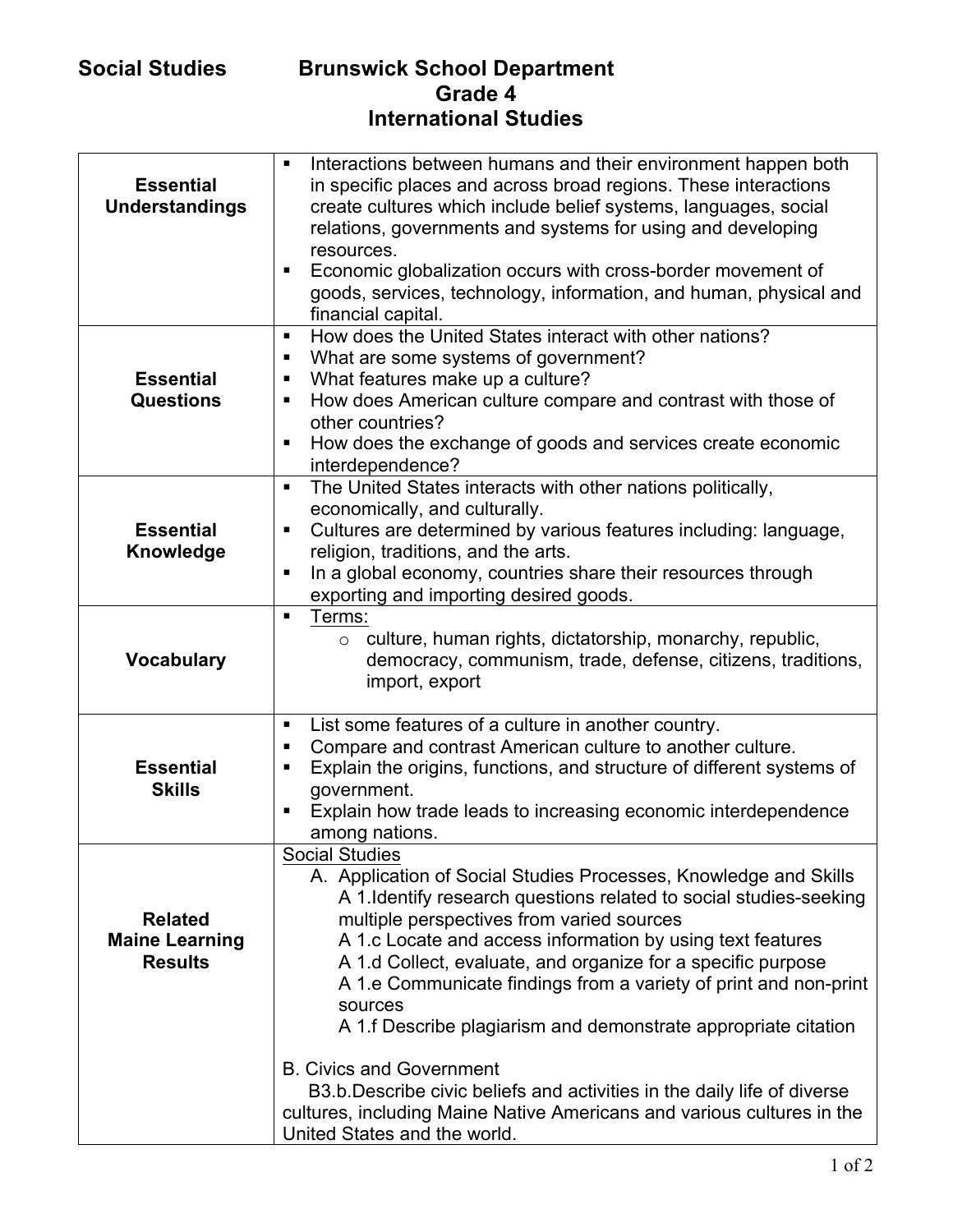# Social Studies — Brunswick School Department

## Grade 4

## International Studies

| | |
|---|---|
| **Essential Understandings** | ▪ Interactions between humans and their environment happen both in specific places and across broad regions. These interactions create cultures which include belief systems, languages, social relations, governments and systems for using and developing resources.<br>▪ Economic globalization occurs with cross-border movement of goods, services, technology, information, and human, physical and financial capital. |
| **Essential Questions** | ▪ How does the United States interact with other nations?<br>▪ What are some systems of government?<br>▪ What features make up a culture?<br>▪ How does American culture compare and contrast with those of other countries?<br>▪ How does the exchange of goods and services create economic interdependence? |
| **Essential Knowledge** | ▪ The United States interacts with other nations politically, economically, and culturally.<br>▪ Cultures are determined by various features including: language, religion, traditions, and the arts.<br>▪ In a global economy, countries share their resources through exporting and importing desired goods. |
| **Vocabulary** | ▪ Terms:<br>o culture, human rights, dictatorship, monarchy, republic, democracy, communism, trade, defense, citizens, traditions, import, export |
| **Essential Skills** | ▪ List some features of a culture in another country.<br>▪ Compare and contrast American culture to another culture.<br>▪ Explain the origins, functions, and structure of different systems of government.<br>▪ Explain how trade leads to increasing economic interdependence among nations. |
| **Related Maine Learning Results** | Social Studies<br>A. Application of Social Studies Processes, Knowledge and Skills<br>A 1.Identify research questions related to social studies-seeking multiple perspectives from varied sources<br>A 1.c Locate and access information by using text features<br>A 1.d Collect, evaluate, and organize for a specific purpose<br>A 1.e Communicate findings from a variety of print and non-print sources<br>A 1.f Describe plagiarism and demonstrate appropriate citation<br><br>B. Civics and Government<br>B3.b.Describe civic beliefs and activities in the daily life of diverse cultures, including Maine Native Americans and various cultures in the United States and the world. |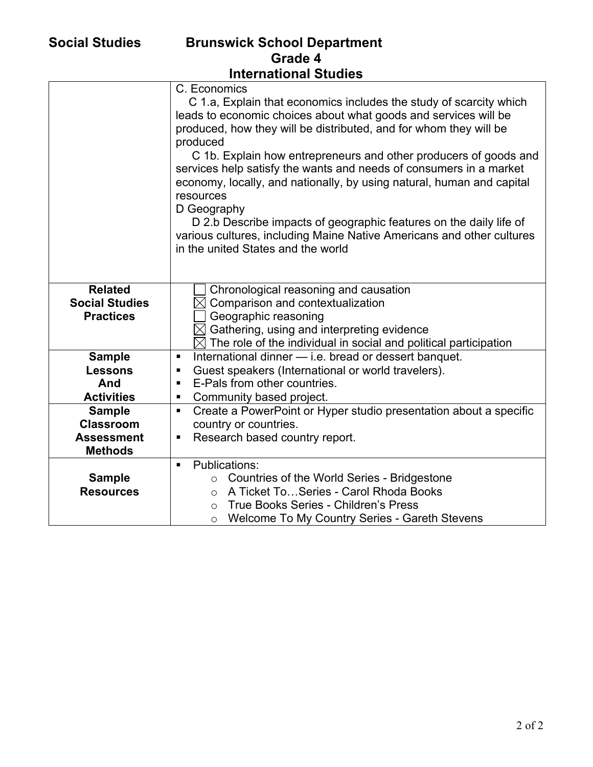**Social Studies** **Brunswick School Department**
**Grade 4**
**International Studies**

| | |
|---|---|
| | C. Economics<br>C 1.a, Explain that economics includes the study of scarcity which leads to economic choices about what goods and services will be produced, how they will be distributed, and for whom they will be produced<br>C 1b. Explain how entrepreneurs and other producers of goods and services help satisfy the wants and needs of consumers in a market economy, locally, and nationally, by using natural, human and capital resources<br>D Geography<br>D 2.b Describe impacts of geographic features on the daily life of various cultures, including Maine Native Americans and other cultures in the united States and the world |
| **Related Social Studies Practices** | ☐ Chronological reasoning and causation<br>☒ Comparison and contextualization<br>☐ Geographic reasoning<br>☒ Gathering, using and interpreting evidence<br>☒ The role of the individual in social and political participation |
| **Sample Lessons And Activities** | ▪ International dinner — i.e. bread or dessert banquet.<br>▪ Guest speakers (International or world travelers).<br>▪ E-Pals from other countries.<br>▪ Community based project. |
| **Sample Classroom Assessment Methods** | ▪ Create a PowerPoint or Hyper studio presentation about a specific country or countries.<br>▪ Research based country report. |
| **Sample Resources** | ▪ Publications:<br>○ Countries of the World Series - Bridgestone<br>○ A Ticket To…Series - Carol Rhoda Books<br>○ True Books Series - Children's Press<br>○ Welcome To My Country Series - Gareth Stevens |